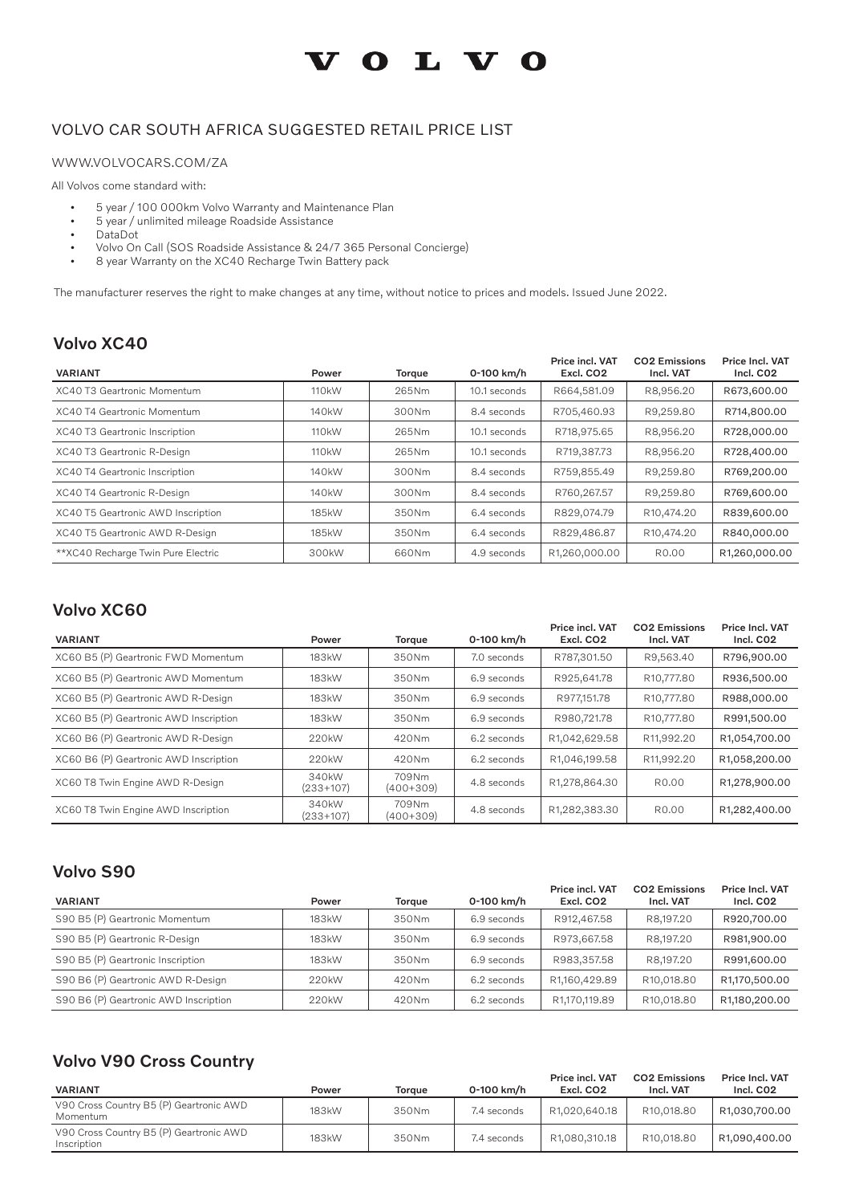# VOLVO

## VOLVO CAR SOUTH AFRICA SUGGESTED RETAIL PRICE LIST

WWW.VOLVOCARS.COM/ZA

All Volvos come standard with:

- 5 year / 100 000km Volvo Warranty and Maintenance Plan
- 5 year / unlimited mileage Roadside Assistance
- DataDot
- Volvo On Call (SOS Roadside Assistance & 24/7 365 Personal Concierge)
- 8 year Warranty on the XC40 Recharge Twin Battery pack

The manufacturer reserves the right to make changes at any time, without notice to prices and models. Issued June 2022.

### Volvo XC40

| VARIANT | Power | Torque | 0-100 km/h | Price incl. VAT Excl. $CO_2$ | $CO_2$ Emissions Incl. VAT | Price Incl. VAT Incl. $CO_2$ |
|---|---|---|---|---|---|---|
| XC40 T3 Geartronic Momentum | 110kW | 265Nm | 10.1 seconds | R664,581.09 | R8,956.20 | R673,600.00 |
| XC40 T4 Geartronic Momentum | 140kW | 300Nm | 8.4 seconds | R705,460.93 | R9,259.80 | R714,800.00 |
| XC40 T3 Geartronic Inscription | 110kW | 265Nm | 10.1 seconds | R718,975.65 | R8,956.20 | R728,000.00 |
| XC40 T3 Geartronic R-Design | 110kW | 265Nm | 10.1 seconds | R719,387.73 | R8,956.20 | R728,400.00 |
| XC40 T4 Geartronic Inscription | 140kW | 300Nm | 8.4 seconds | R759,855.49 | R9,259.80 | R769,200.00 |
| XC40 T4 Geartronic R-Design | 140kW | 300Nm | 8.4 seconds | R760,267.57 | R9,259.80 | R769,600.00 |
| XC40 T5 Geartronic AWD Inscription | 185kW | 350Nm | 6.4 seconds | R829,074.79 | R10,474.20 | R839,600.00 |
| XC40 T5 Geartronic AWD R-Design | 185kW | 350Nm | 6.4 seconds | R829,486.87 | R10,474.20 | R840,000.00 |
| **XC40 Recharge Twin Pure Electric | 300kW | 660Nm | 4.9 seconds | R1,260,000.00 | R0.00 | R1,260,000.00 |

### Volvo XC60

| VARIANT | Power | Torque | 0-100 km/h | Price incl. VAT Excl. $CO_2$ | $CO_2$ Emissions Incl. VAT | Price Incl. VAT Incl. $CO_2$ |
|---|---|---|---|---|---|---|
| XC60 B5 (P) Geartronic FWD Momentum | 183kW | 350Nm | 7.0 seconds | R787,301.50 | R9,563.40 | R796,900.00 |
| XC60 B5 (P) Geartronic AWD Momentum | 183kW | 350Nm | 6.9 seconds | R925,641.78 | R10,777.80 | R936,500.00 |
| XC60 B5 (P) Geartronic AWD R-Design | 183kW | 350Nm | 6.9 seconds | R977,151.78 | R10,777.80 | R988,000.00 |
| XC60 B5 (P) Geartronic AWD Inscription | 183kW | 350Nm | 6.9 seconds | R980,721.78 | R10,777.80 | R991,500.00 |
| XC60 B6 (P) Geartronic AWD R-Design | 220kW | 420Nm | 6.2 seconds | R1,042,629.58 | R11,992.20 | R1,054,700.00 |
| XC60 B6 (P) Geartronic AWD Inscription | 220kW | 420Nm | 6.2 seconds | R1,046,199.58 | R11,992.20 | R1,058,200.00 |
| XC60 T8 Twin Engine AWD R-Design | 340kW (233+107) | 709Nm (400+309) | 4.8 seconds | R1,278,864.30 | R0.00 | R1,278,900.00 |
| XC60 T8 Twin Engine AWD Inscription | 340kW (233+107) | 709Nm (400+309) | 4.8 seconds | R1,282,383.30 | R0.00 | R1,282,400.00 |

### Volvo S90

| VARIANT | Power | Torque | 0-100 km/h | Price incl. VAT Excl. $CO_2$ | $CO_2$ Emissions Incl. VAT | Price Incl. VAT Incl. $CO_2$ |
|---|---|---|---|---|---|---|
| S90 B5 (P) Geartronic Momentum | 183kW | 350Nm | 6.9 seconds | R912,467.58 | R8,197.20 | R920,700.00 |
| S90 B5 (P) Geartronic R-Design | 183kW | 350Nm | 6.9 seconds | R973,667.58 | R8,197.20 | R981,900.00 |
| S90 B5 (P) Geartronic Inscription | 183kW | 350Nm | 6.9 seconds | R983,357.58 | R8,197.20 | R991,600.00 |
| S90 B6 (P) Geartronic AWD R-Design | 220kW | 420Nm | 6.2 seconds | R1,160,429.89 | R10,018.80 | R1,170,500.00 |
| S90 B6 (P) Geartronic AWD Inscription | 220kW | 420Nm | 6.2 seconds | R1,170,119.89 | R10,018.80 | R1,180,200.00 |

### Volvo V90 Cross Country

| VARIANT | Power | Torque | 0-100 km/h | Price incl. VAT Excl. $CO_2$ | $CO_2$ Emissions Incl. VAT | Price Incl. VAT Incl. $CO_2$ |
|---|---|---|---|---|---|---|
| V90 Cross Country B5 (P) Geartronic AWD Momentum | 183kW | 350Nm | 7.4 seconds | R1,020,640.18 | R10,018.80 | R1,030,700.00 |
| V90 Cross Country B5 (P) Geartronic AWD Inscription | 183kW | 350Nm | 7.4 seconds | R1,080,310.18 | R10,018.80 | R1,090,400.00 |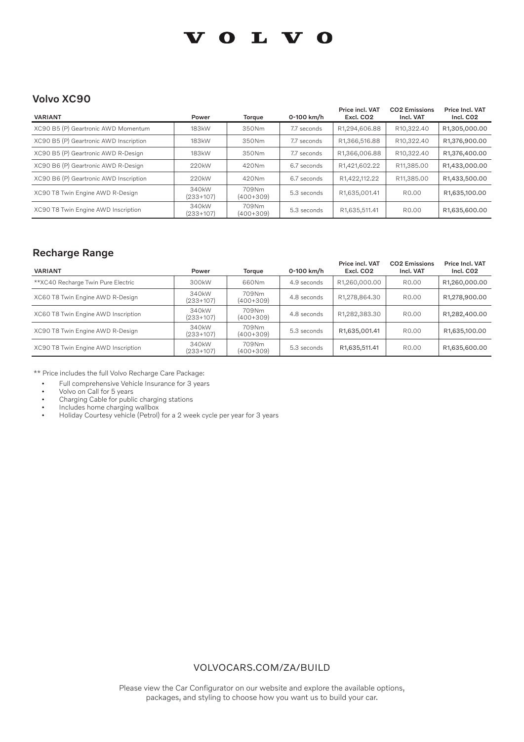# V O L V O

## Volvo XC90

| VARIANT | Power | Torque | 0-100 km/h | Price incl. VAT Excl. $CO_2$ | $CO_2$ Emissions Incl. VAT | Price Incl. VAT Incl. $CO_2$ |
|---|---|---|---|---|---|---|
| XC90 B5 (P) Geartronic AWD Momentum | 183kW | 350Nm | 7.7 seconds | R1,294,606.88 | R10,322.40 | R1,305,000.00 |
| XC90 B5 (P) Geartronic AWD Inscription | 183kW | 350Nm | 7.7 seconds | R1,366,516.88 | R10,322.40 | R1,376,900.00 |
| XC90 B5 (P) Geartronic AWD R-Design | 183kW | 350Nm | 7.7 seconds | R1,366,006.88 | R10,322.40 | R1,376,400.00 |
| XC90 B6 (P) Geartronic AWD R-Design | 220kW | 420Nm | 6.7 seconds | R1,421,602.22 | R11,385.00 | R1,433,000.00 |
| XC90 B6 (P) Geartronic AWD Inscription | 220kW | 420Nm | 6.7 seconds | R1,422,112.22 | R11,385.00 | R1,433,500.00 |
| XC90 T8 Twin Engine AWD R-Design | 340kW (233+107) | 709Nm (400+309) | 5.3 seconds | R1,635,001.41 | R0.00 | R1,635,100.00 |
| XC90 T8 Twin Engine AWD Inscription | 340kW (233+107) | 709Nm (400+309) | 5.3 seconds | R1,635,511.41 | R0.00 | R1,635,600.00 |

## Recharge Range

| VARIANT | Power | Torque | 0-100 km/h | Price incl. VAT Excl. $CO_2$ | $CO_2$ Emissions Incl. VAT | Price Incl. VAT Incl. $CO_2$ |
|---|---|---|---|---|---|---|
| **XC40 Recharge Twin Pure Electric | 300kW | 660Nm | 4.9 seconds | R1,260,000.00 | R0.00 | R1,260,000.00 |
| XC60 T8 Twin Engine AWD R-Design | 340kW (233+107) | 709Nm (400+309) | 4.8 seconds | R1,278,864.30 | R0.00 | R1,278,900.00 |
| XC60 T8 Twin Engine AWD Inscription | 340kW (233+107) | 709Nm (400+309) | 4.8 seconds | R1,282,383.30 | R0.00 | R1,282,400.00 |
| XC90 T8 Twin Engine AWD R-Design | 340kW (233+107) | 709Nm (400+309) | 5.3 seconds | R1,635,001.41 | R0.00 | R1,635,100.00 |
| XC90 T8 Twin Engine AWD Inscription | 340kW (233+107) | 709Nm (400+309) | 5.3 seconds | R1,635,511.41 | R0.00 | R1,635,600.00 |

** Price includes the full Volvo Recharge Care Package:

- Full comprehensive Vehicle Insurance for 3 years
- Volvo on Call for 5 years
- Charging Cable for public charging stations
- Includes home charging wallbox
- Holiday Courtesy vehicle (Petrol) for a 2 week cycle per year for 3 years

VOLVOCARS.COM/ZA/BUILD

Please view the Car Configurator on our website and explore the available options, packages, and styling to choose how you want us to build your car.